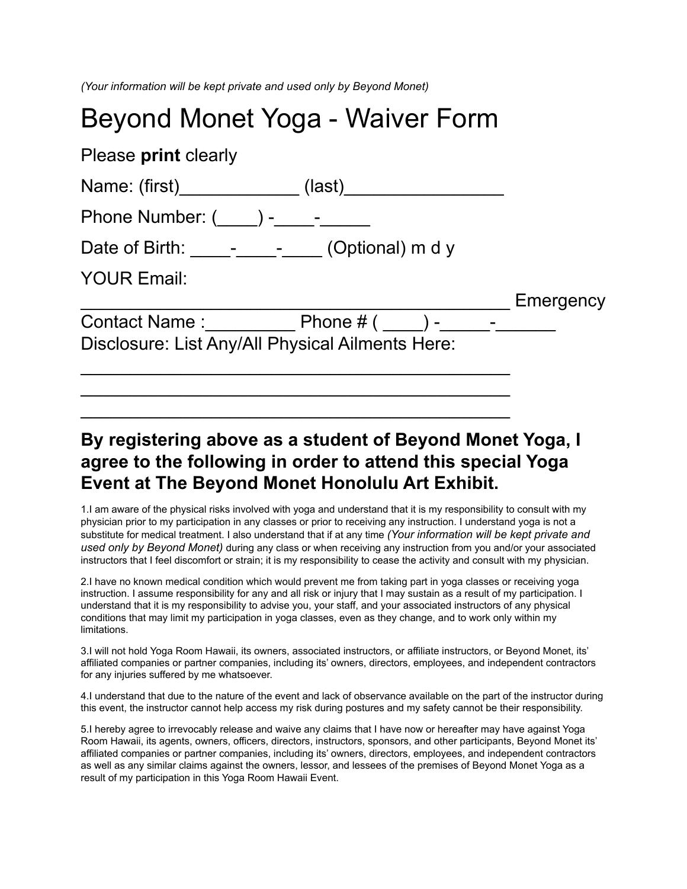*(Your information will be kept private and used only by Beyond Monet)*

# Beyond Monet Yoga - Waiver Form

Please **print** clearly

Name: (first)____________ (last)________________

Phone Number: (____) -____-_____

Date of Birth: ____-____-____ (Optional) m d y

YOUR Email: ____________________________________________ Emergency Contact Name :_________ Phone # ( ____) -_____-______

Disclosure: List Any/All Physical Ailments Here:

______________________________________________

______________________________________________

______________________________________________

## By registering above as a student of Beyond Monet Yoga, I agree to the following in order to attend this special Yoga Event at The Beyond Monet Honolulu Art Exhibit.

1.I am aware of the physical risks involved with yoga and understand that it is my responsibility to consult with my physician prior to my participation in any classes or prior to receiving any instruction. I understand yoga is not a substitute for medical treatment. I also understand that if at any time *(Your information will be kept private and used only by Beyond Monet)* during any class or when receiving any instruction from you and/or your associated instructors that I feel discomfort or strain; it is my responsibility to cease the activity and consult with my physician.

2.I have no known medical condition which would prevent me from taking part in yoga classes or receiving yoga instruction. I assume responsibility for any and all risk or injury that I may sustain as a result of my participation. I understand that it is my responsibility to advise you, your staff, and your associated instructors of any physical conditions that may limit my participation in yoga classes, even as they change, and to work only within my limitations.

3.I will not hold Yoga Room Hawaii, its owners, associated instructors, or affiliate instructors, or Beyond Monet, its' affiliated companies or partner companies, including its' owners, directors, employees, and independent contractors for any injuries suffered by me whatsoever.

4.I understand that due to the nature of the event and lack of observance available on the part of the instructor during this event, the instructor cannot help access my risk during postures and my safety cannot be their responsibility.

5.I hereby agree to irrevocably release and waive any claims that I have now or hereafter may have against Yoga Room Hawaii, its agents, owners, officers, directors, instructors, sponsors, and other participants, Beyond Monet its' affiliated companies or partner companies, including its' owners, directors, employees, and independent contractors as well as any similar claims against the owners, lessor, and lessees of the premises of Beyond Monet Yoga as a result of my participation in this Yoga Room Hawaii Event.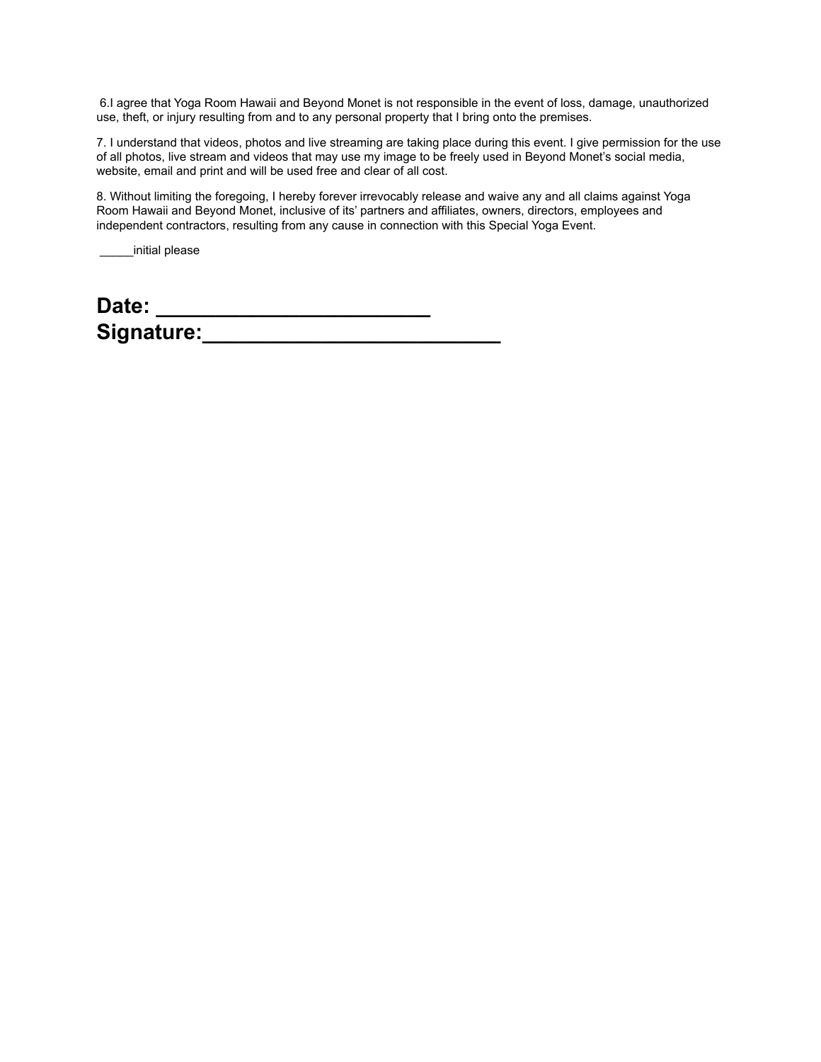6.I agree that Yoga Room Hawaii and Beyond Monet is not responsible in the event of loss, damage, unauthorized use, theft, or injury resulting from and to any personal property that I bring onto the premises.

7. I understand that videos, photos and live streaming are taking place during this event. I give permission for the use of all photos, live stream and videos that may use my image to be freely used in Beyond Monet's social media, website, email and print and will be used free and clear of all cost.

8. Without limiting the foregoing, I hereby forever irrevocably release and waive any and all claims against Yoga Room Hawaii and Beyond Monet, inclusive of its' partners and affiliates, owners, directors, employees and independent contractors, resulting from any cause in connection with this Special Yoga Event.

_____initial please

**Date: ________________________**
**Signature:_________________________**